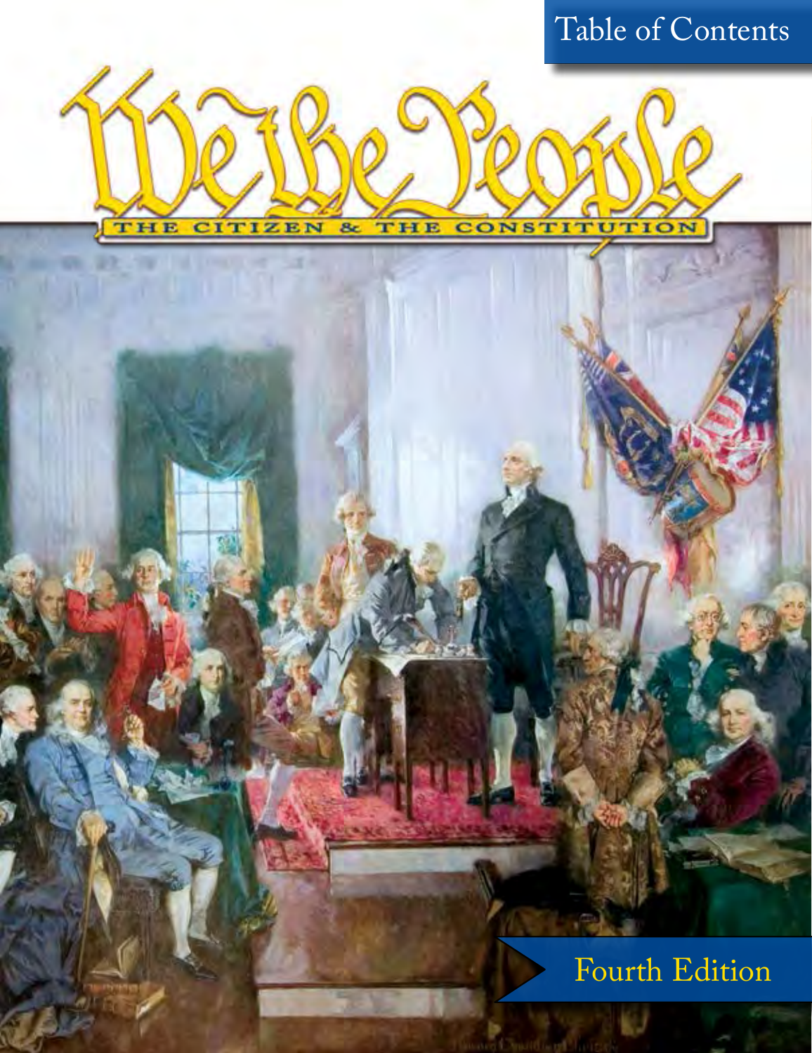Table of Contents

# We the People

## THE CITIZEN & THE CONSTITUTION

Fourth Edition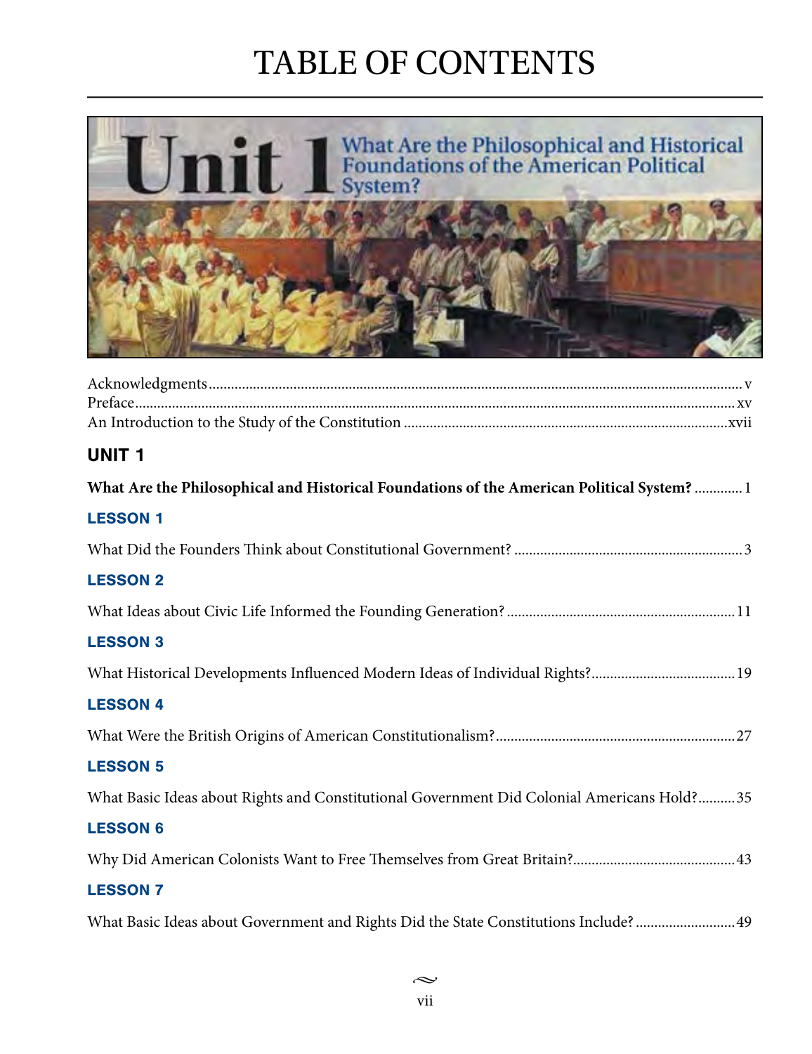# TABLE OF CONTENTS

Unit 1 What Are the Philosophical and Historical Foundations of the American Political System?

Acknowledgments.............................................................................................v
Preface.............................................................................................xv
An Introduction to the Study of the Constitution.............................................................................................xvii

## UNIT 1

**What Are the Philosophical and Historical Foundations of the American Political System?** .............1

### LESSON 1

What Did the Founders Think about Constitutional Government? .............3

### LESSON 2

What Ideas about Civic Life Informed the Founding Generation? .............11

### LESSON 3

What Historical Developments Influenced Modern Ideas of Individual Rights? .............19

### LESSON 4

What Were the British Origins of American Constitutionalism? .............27

### LESSON 5

What Basic Ideas about Rights and Constitutional Government Did Colonial Americans Hold? .............35

### LESSON 6

Why Did American Colonists Want to Free Themselves from Great Britain? .............43

### LESSON 7

What Basic Ideas about Government and Rights Did the State Constitutions Include? .............49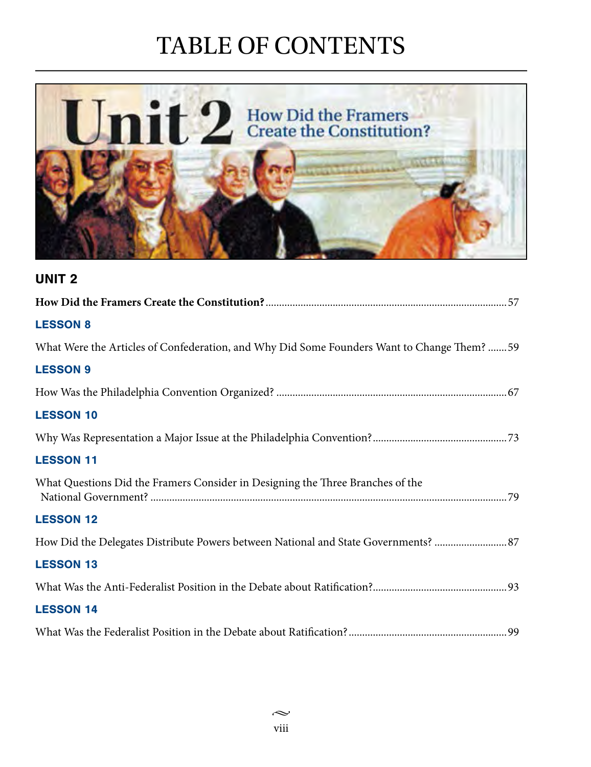# TABLE OF CONTENTS

## UNIT 2

**How Did the Framers Create the Constitution?** ........ 57

### LESSON 8

What Were the Articles of Confederation, and Why Did Some Founders Want to Change Them? ....... 59

### LESSON 9

How Was the Philadelphia Convention Organized? ........ 67

### LESSON 10

Why Was Representation a Major Issue at the Philadelphia Convention? ........ 73

### LESSON 11

What Questions Did the Framers Consider in Designing the Three Branches of the National Government? ........ 79

### LESSON 12

How Did the Delegates Distribute Powers between National and State Governments? ........ 87

### LESSON 13

What Was the Anti-Federalist Position in the Debate about Ratification? ........ 93

### LESSON 14

What Was the Federalist Position in the Debate about Ratification? ........ 99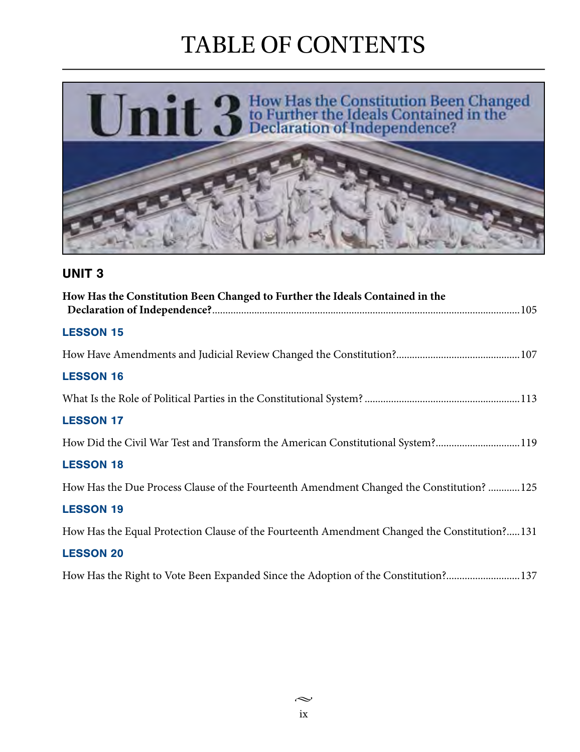# TABLE OF CONTENTS

Unit 3 How Has the Constitution Been Changed to Further the Ideals Contained in the Declaration of Independence?

## UNIT 3

**How Has the Constitution Been Changed to Further the Ideals Contained in the Declaration of Independence?**.......105

### LESSON 15

How Have Amendments and Judicial Review Changed the Constitution?.......107

### LESSON 16

What Is the Role of Political Parties in the Constitutional System?.......113

### LESSON 17

How Did the Civil War Test and Transform the American Constitutional System?.......119

### LESSON 18

How Has the Due Process Clause of the Fourteenth Amendment Changed the Constitution?.......125

### LESSON 19

How Has the Equal Protection Clause of the Fourteenth Amendment Changed the Constitution?.......131

### LESSON 20

How Has the Right to Vote Been Expanded Since the Adoption of the Constitution?.......137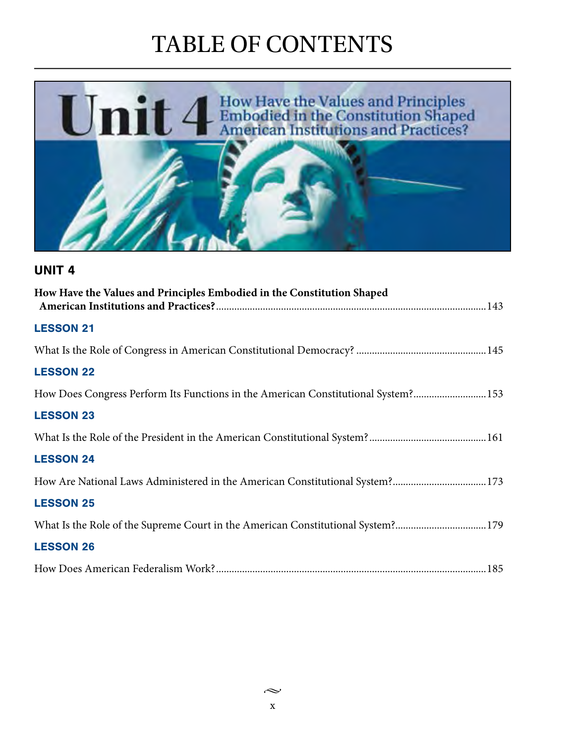# TABLE OF CONTENTS

## UNIT 4

**How Have the Values and Principles Embodied in the Constitution Shaped American Institutions and Practices?** .......... 143

### LESSON 21

What Is the Role of Congress in American Constitutional Democracy? .......... 145

### LESSON 22

How Does Congress Perform Its Functions in the American Constitutional System? .......... 153

### LESSON 23

What Is the Role of the President in the American Constitutional System? .......... 161

### LESSON 24

How Are National Laws Administered in the American Constitutional System? .......... 173

### LESSON 25

What Is the Role of the Supreme Court in the American Constitutional System? .......... 179

### LESSON 26

How Does American Federalism Work? .......... 185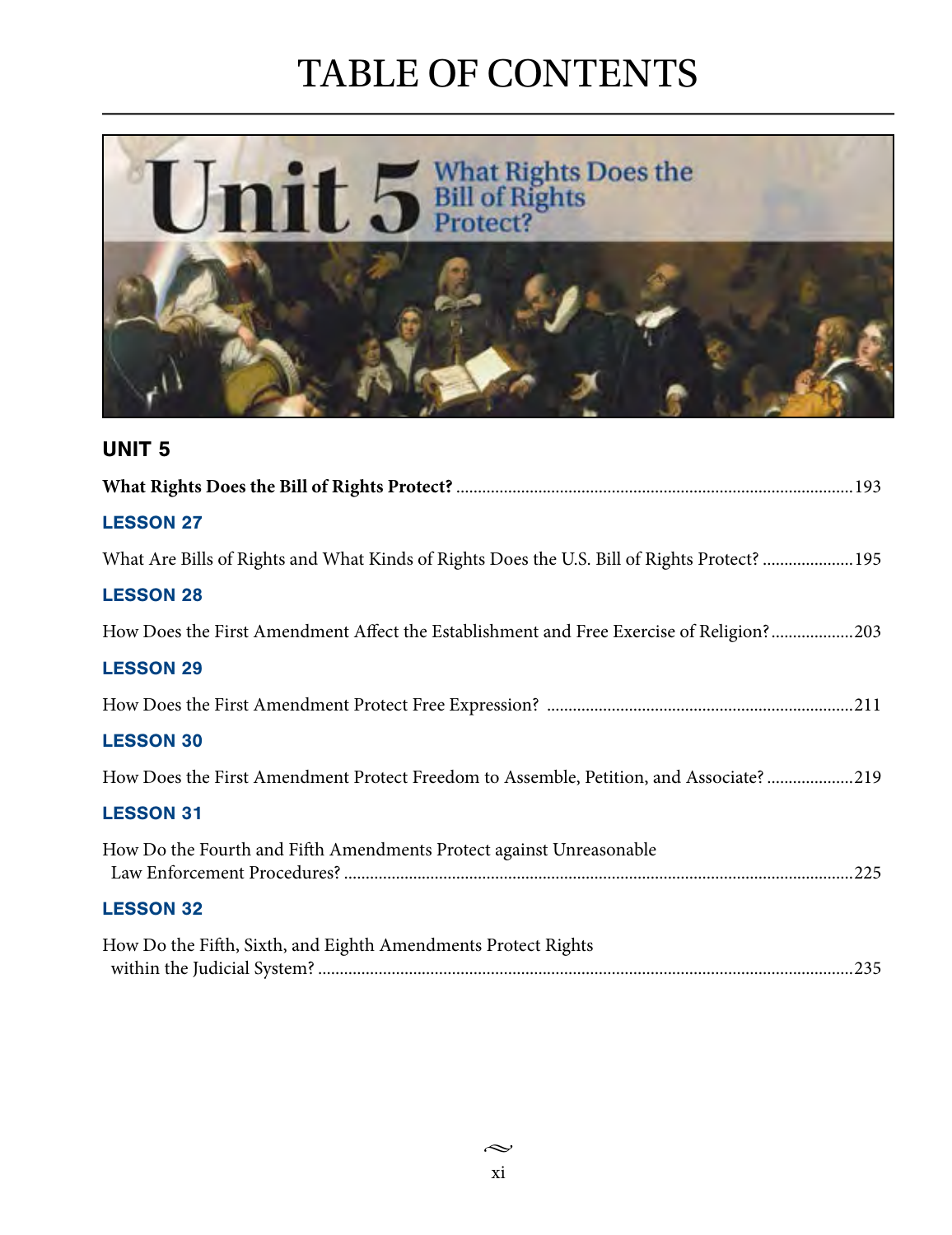# TABLE OF CONTENTS

## UNIT 5

**What Rights Does the Bill of Rights Protect?** ......................................................................................... 193

### LESSON 27

What Are Bills of Rights and What Kinds of Rights Does the U.S. Bill of Rights Protect? .................... 195

### LESSON 28

How Does the First Amendment Affect the Establishment and Free Exercise of Religion? .................. 203

### LESSON 29

How Does the First Amendment Protect Free Expression? ..................................................................... 211

### LESSON 30

How Does the First Amendment Protect Freedom to Assemble, Petition, and Associate? .................... 219

### LESSON 31

How Do the Fourth and Fifth Amendments Protect against Unreasonable Law Enforcement Procedures? ..................................................................................................................... 225

### LESSON 32

How Do the Fifth, Sixth, and Eighth Amendments Protect Rights within the Judicial System? ........................................................................................................................... 235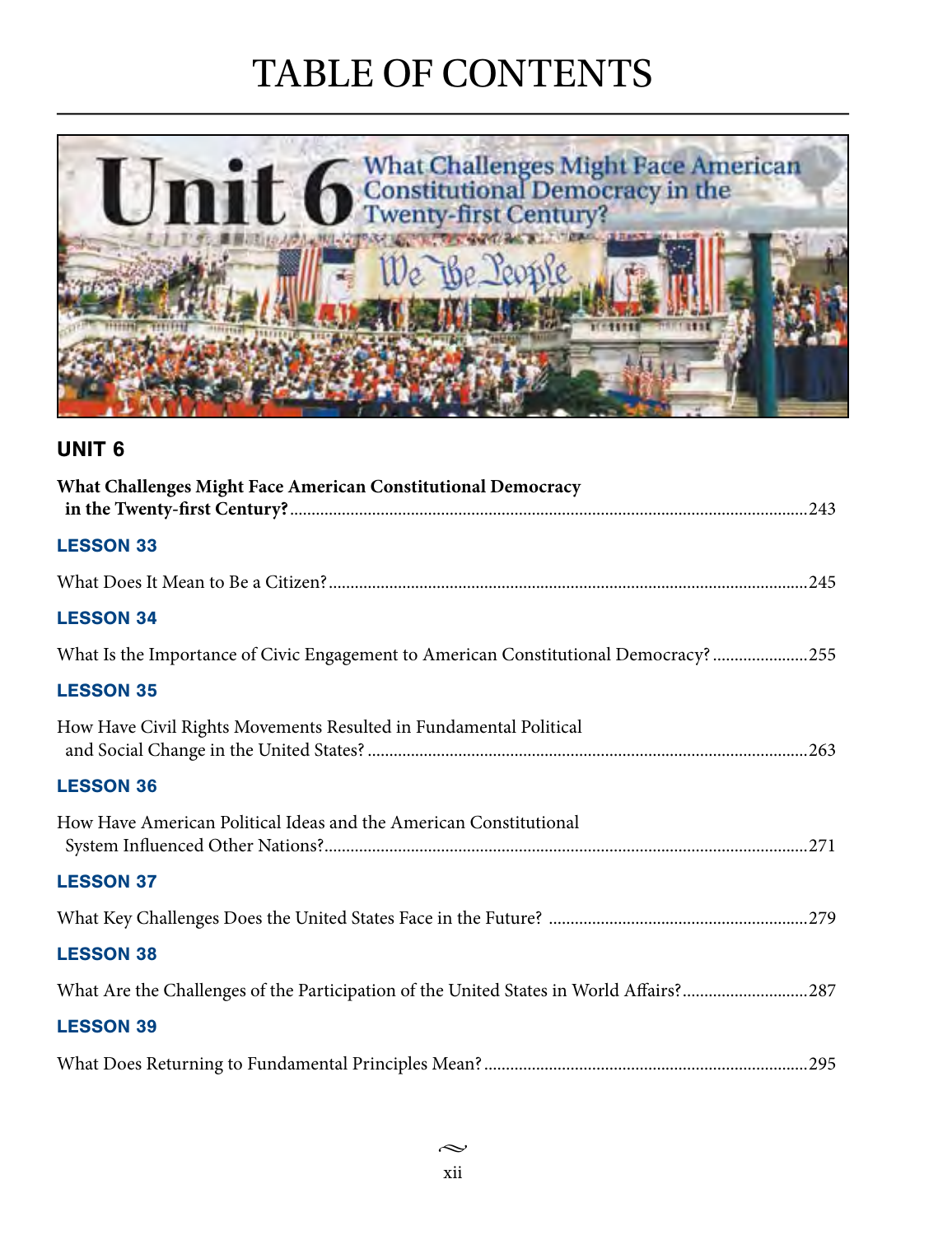# TABLE OF CONTENTS

## UNIT 6

**What Challenges Might Face American Constitutional Democracy in the Twenty-first Century?** ....243

### LESSON 33

What Does It Mean to Be a Citizen? ....245

### LESSON 34

What Is the Importance of Civic Engagement to American Constitutional Democracy? ....255

### LESSON 35

How Have Civil Rights Movements Resulted in Fundamental Political and Social Change in the United States? ....263

### LESSON 36

How Have American Political Ideas and the American Constitutional System Influenced Other Nations? ....271

### LESSON 37

What Key Challenges Does the United States Face in the Future? ....279

### LESSON 38

What Are the Challenges of the Participation of the United States in World Affairs? ....287

### LESSON 39

What Does Returning to Fundamental Principles Mean? ....295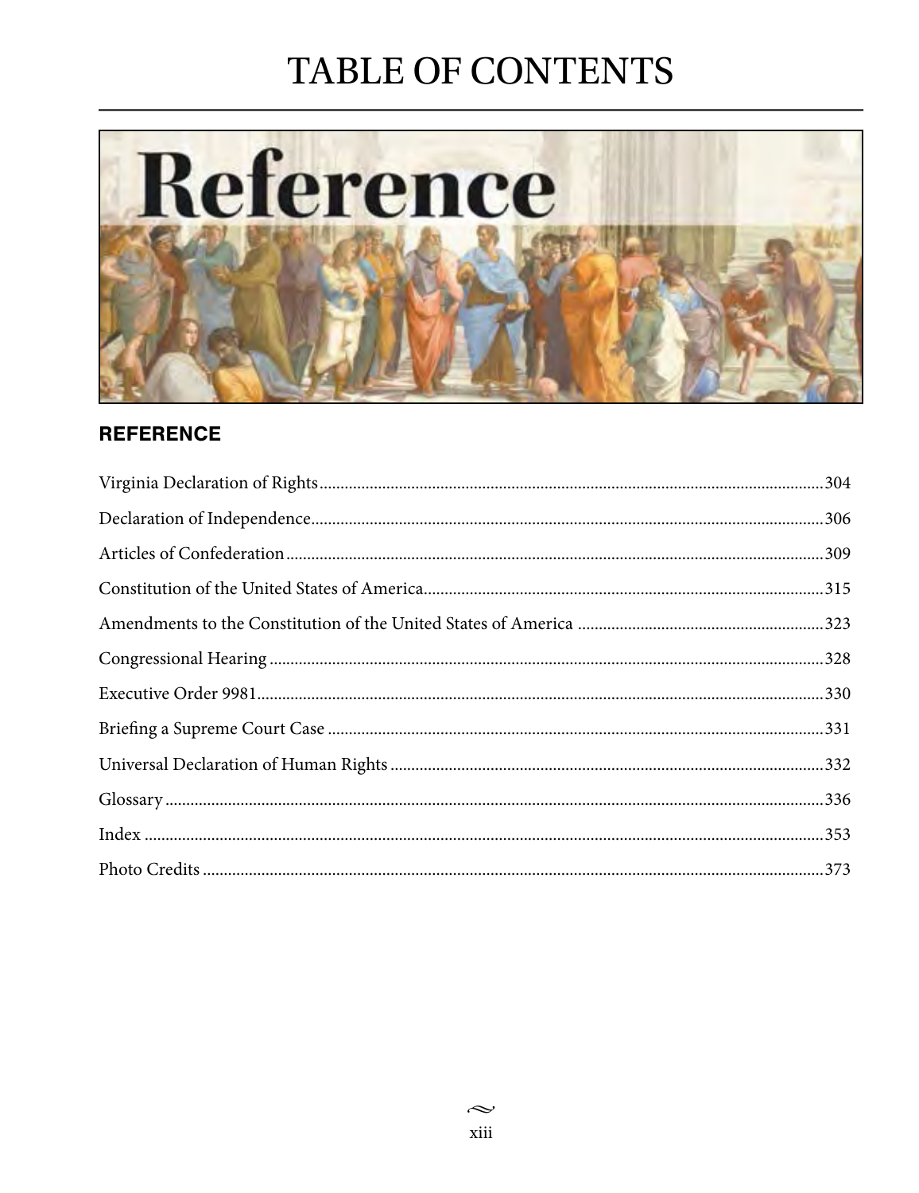# TABLE OF CONTENTS

## REFERENCE

| | |
|---|---|
| Virginia Declaration of Rights | 304 |
| Declaration of Independence | 306 |
| Articles of Confederation | 309 |
| Constitution of the United States of America | 315 |
| Amendments to the Constitution of the United States of America | 323 |
| Congressional Hearing | 328 |
| Executive Order 9981 | 330 |
| Briefing a Supreme Court Case | 331 |
| Universal Declaration of Human Rights | 332 |
| Glossary | 336 |
| Index | 353 |
| Photo Credits | 373 |